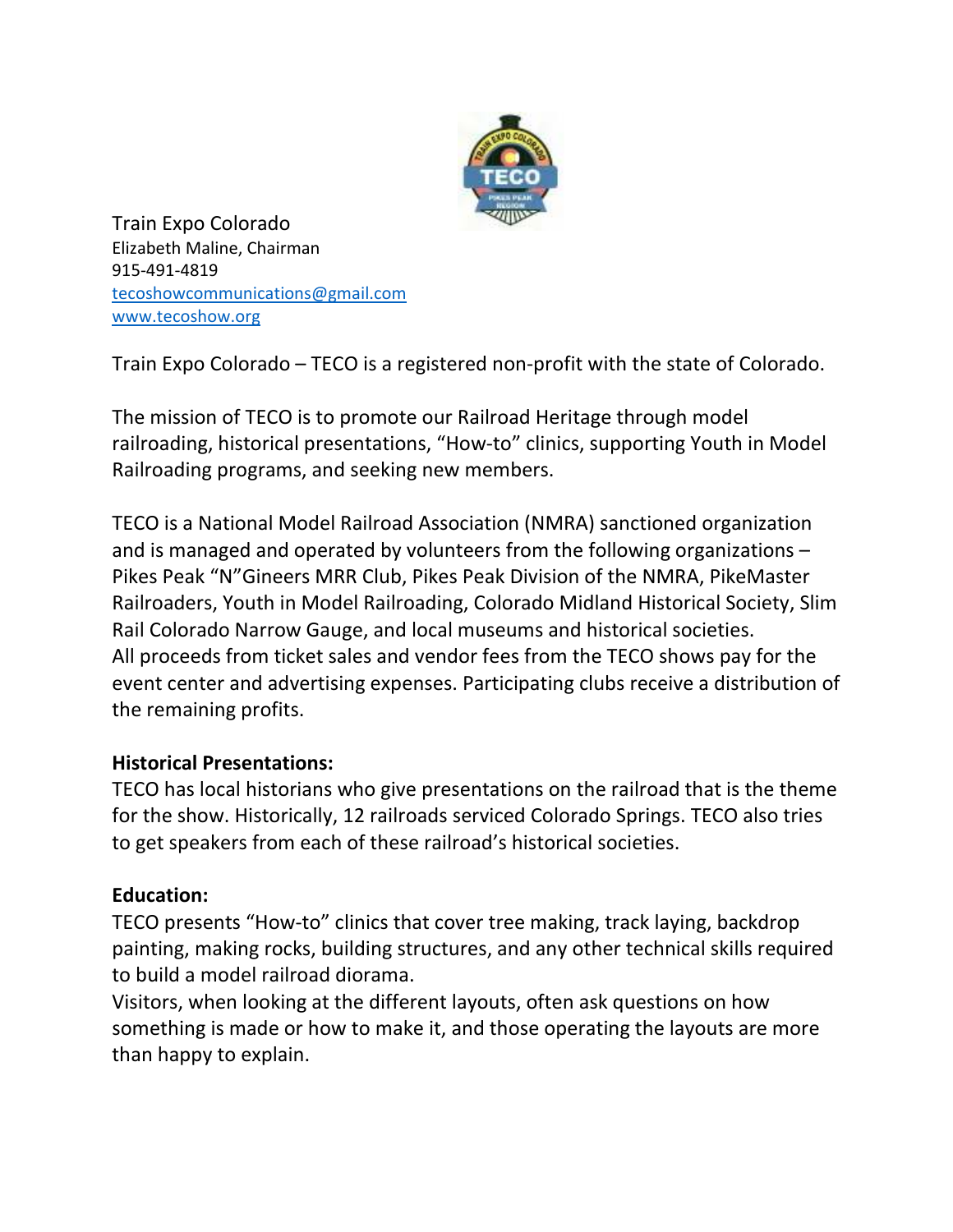Train Expo Colorado
Elizabeth Maline, Chairman
915-491-4819
tecoshowcommunications@gmail.com
www.tecoshow.org

Train Expo Colorado – TECO is a registered non-profit with the state of Colorado.

The mission of TECO is to promote our Railroad Heritage through model railroading, historical presentations, "How-to" clinics, supporting Youth in Model Railroading programs, and seeking new members.

TECO is a National Model Railroad Association (NMRA) sanctioned organization and is managed and operated by volunteers from the following organizations – Pikes Peak "N"Gineers MRR Club, Pikes Peak Division of the NMRA, PikeMaster Railroaders, Youth in Model Railroading, Colorado Midland Historical Society, Slim Rail Colorado Narrow Gauge, and local museums and historical societies.
All proceeds from ticket sales and vendor fees from the TECO shows pay for the event center and advertising expenses. Participating clubs receive a distribution of the remaining profits.

**Historical Presentations:**
TECO has local historians who give presentations on the railroad that is the theme for the show. Historically, 12 railroads serviced Colorado Springs. TECO also tries to get speakers from each of these railroad's historical societies.

**Education:**
TECO presents "How-to" clinics that cover tree making, track laying, backdrop painting, making rocks, building structures, and any other technical skills required to build a model railroad diorama.
Visitors, when looking at the different layouts, often ask questions on how something is made or how to make it, and those operating the layouts are more than happy to explain.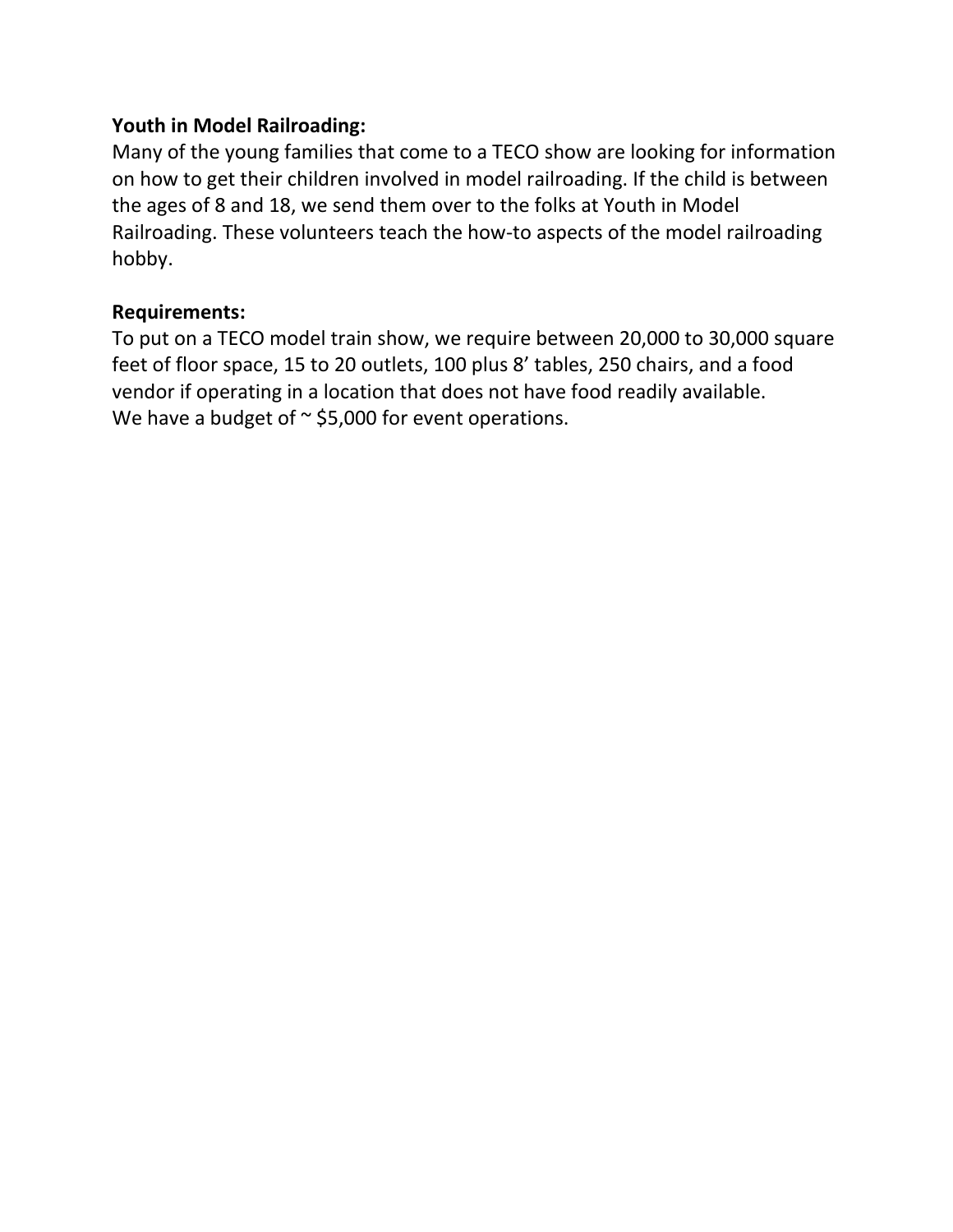**Youth in Model Railroading:**
Many of the young families that come to a TECO show are looking for information on how to get their children involved in model railroading. If the child is between the ages of 8 and 18, we send them over to the folks at Youth in Model Railroading. These volunteers teach the how-to aspects of the model railroading hobby.

**Requirements:**
To put on a TECO model train show, we require between 20,000 to 30,000 square feet of floor space, 15 to 20 outlets, 100 plus 8' tables, 250 chairs, and a food vendor if operating in a location that does not have food readily available.
We have a budget of ~ $5,000 for event operations.